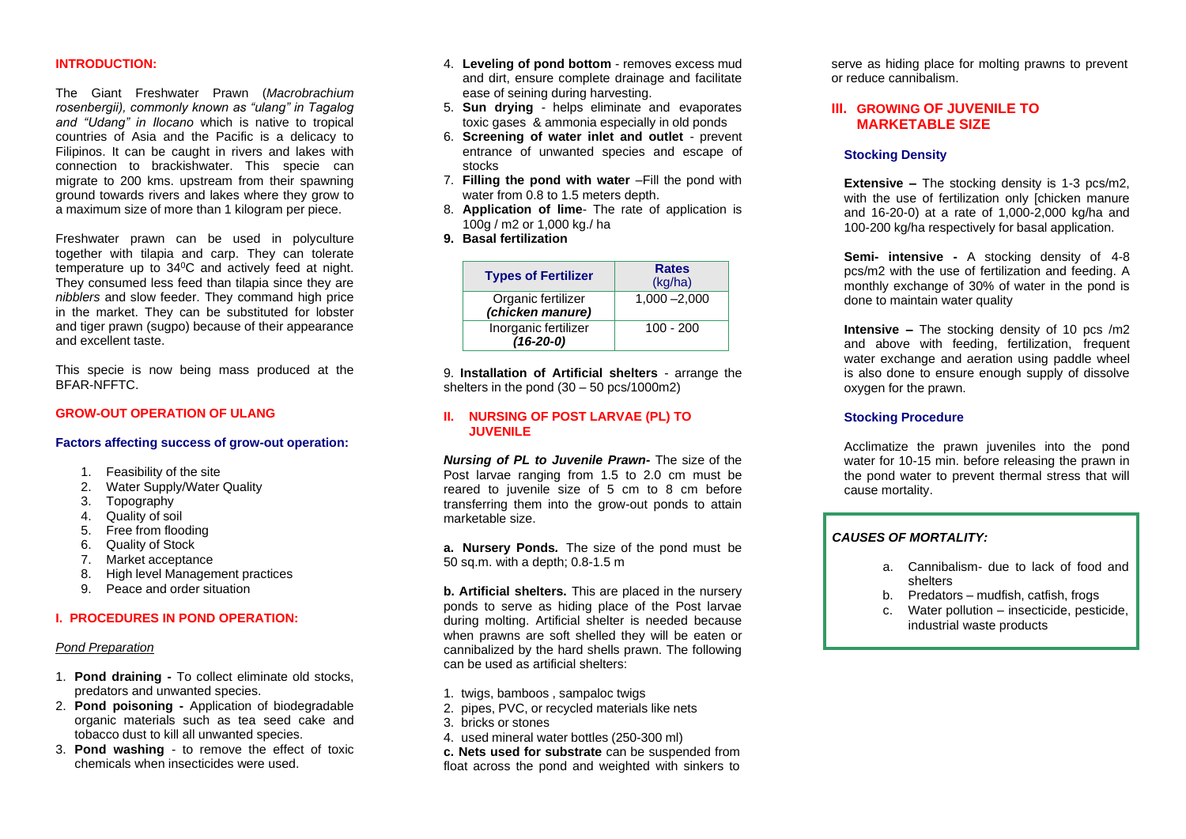## INTRODUCTION:

The Giant Freshwater Prawn (*Macrobrachium rosenbergii), commonly known as "ulang" in Tagalog and "Udang" in Ilocano* which is native to tropical countries of Asia and the Pacific is a delicacy to Filipinos. It can be caught in rivers and lakes with connection to brackishwater. This specie can migrate to 200 kms. upstream from their spawning ground towards rivers and lakes where they grow to a maximum size of more than 1 kilogram per piece.

Freshwater prawn can be used in polyculture together with tilapia and carp. They can tolerate temperature up to $34^0$C and actively feed at night. They consumed less feed than tilapia since they are *nibblers* and slow feeder. They command high price in the market. They can be substituted for lobster and tiger prawn (sugpo) because of their appearance and excellent taste.

This specie is now being mass produced at the BFAR-NFFTC.

## GROW-OUT OPERATION OF ULANG

### Factors affecting success of grow-out operation:

1. Feasibility of the site
2. Water Supply/Water Quality
3. Topography
4. Quality of soil
5. Free from flooding
6. Quality of Stock
7. Market acceptance
8. High level Management practices
9. Peace and order situation

## I. PROCEDURES IN POND OPERATION:

*Pond Preparation*

1. **Pond draining -** To collect eliminate old stocks, predators and unwanted species.
2. **Pond poisoning -** Application of biodegradable organic materials such as tea seed cake and tobacco dust to kill all unwanted species.
3. **Pond washing** - to remove the effect of toxic chemicals when insecticides were used.
4. **Leveling of pond bottom** - removes excess mud and dirt, ensure complete drainage and facilitate ease of seining during harvesting.
5. **Sun drying** - helps eliminate and evaporates toxic gases & ammonia especially in old ponds
6. **Screening of water inlet and outlet** - prevent entrance of unwanted species and escape of stocks
7. **Filling the pond with water** –Fill the pond with water from 0.8 to 1.5 meters depth.
8. **Application of lime**- The rate of application is 100g / m2 or 1,000 kg./ ha
9. **Basal fertilization**

| Types of Fertilizer | Rates (kg/ha) |
|---|---|
| Organic fertilizer ***(chicken manure)*** | 1,000 –2,000 |
| Inorganic fertilizer ***(16-20-0)*** | 100 - 200 |

9. **Installation of Artificial shelters** - arrange the shelters in the pond (30 – 50 pcs/1000m2)

## II. NURSING OF POST LARVAE (PL) TO JUVENILE

***Nursing of PL to Juvenile Prawn-*** The size of the Post larvae ranging from 1.5 to 2.0 cm must be reared to juvenile size of 5 cm to 8 cm before transferring them into the grow-out ponds to attain marketable size.

**a. Nursery Ponds.** The size of the pond must be 50 sq.m. with a depth; 0.8-1.5 m

**b. Artificial shelters.** This are placed in the nursery ponds to serve as hiding place of the Post larvae during molting. Artificial shelter is needed because when prawns are soft shelled they will be eaten or cannibalized by the hard shells prawn. The following can be used as artificial shelters:

1. twigs, bamboos , sampaloc twigs
2. pipes, PVC, or recycled materials like nets
3. bricks or stones
4. used mineral water bottles (250-300 ml)

**c. Nets used for substrate** can be suspended from float across the pond and weighted with sinkers to serve as hiding place for molting prawns to prevent or reduce cannibalism.

## III. GROWING OF JUVENILE TO MARKETABLE SIZE

### Stocking Density

**Extensive –** The stocking density is 1-3 pcs/m2, with the use of fertilization only [chicken manure and 16-20-0) at a rate of 1,000-2,000 kg/ha and 100-200 kg/ha respectively for basal application.

**Semi- intensive -** A stocking density of 4-8 pcs/m2 with the use of fertilization and feeding. A monthly exchange of 30% of water in the pond is done to maintain water quality

**Intensive –** The stocking density of 10 pcs /m2 and above with feeding, fertilization, frequent water exchange and aeration using paddle wheel is also done to ensure enough supply of dissolve oxygen for the prawn.

### Stocking Procedure

Acclimatize the prawn juveniles into the pond water for 10-15 min. before releasing the prawn in the pond water to prevent thermal stress that will cause mortality.

***CAUSES OF MORTALITY:***

a. Cannibalism- due to lack of food and shelters
b. Predators – mudfish, catfish, frogs
c. Water pollution – insecticide, pesticide, industrial waste products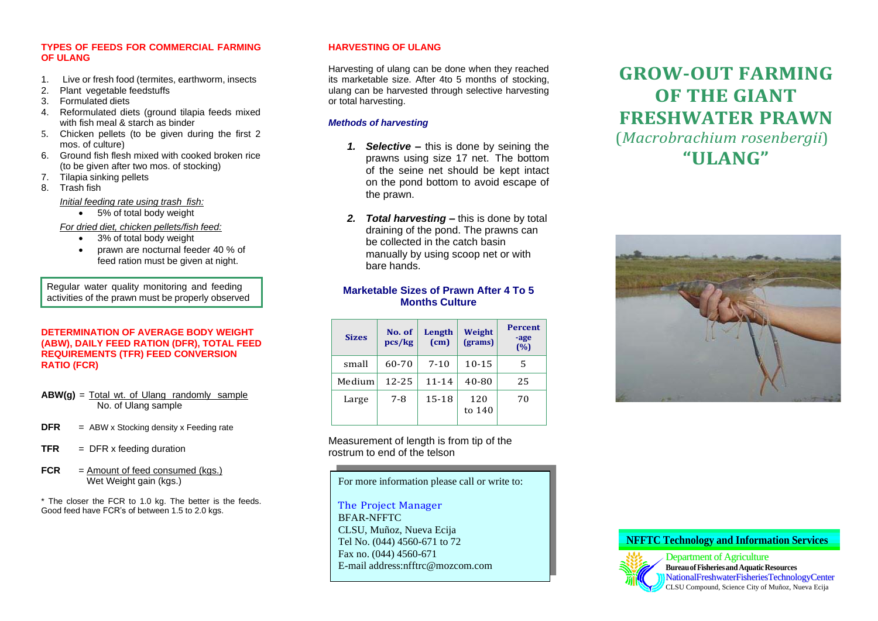## TYPES OF FEEDS FOR COMMERCIAL FARMING OF ULANG

1. Live or fresh food (termites, earthworm, insects
2. Plant vegetable feedstuffs
3. Formulated diets
4. Reformulated diets (ground tilapia feeds mixed with fish meal & starch as binder
5. Chicken pellets (to be given during the first 2 mos. of culture)
6. Ground fish flesh mixed with cooked broken rice (to be given after two mos. of stocking)
7. Tilapia sinking pellets
8. Trash fish

*Initial feeding rate using trash fish:*

- 5% of total body weight

*For dried diet, chicken pellets/fish feed:*

- 3% of total body weight
- prawn are nocturnal feeder 40 % of feed ration must be given at night.

Regular water quality monitoring and feeding activities of the prawn must be properly observed

## DETERMINATION OF AVERAGE BODY WEIGHT (ABW), DAILY FEED RATION (DFR), TOTAL FEED REQUIREMENTS (TFR) FEED CONVERSION RATIO (FCR)

**ABW(g)** = $\frac{\text{Total wt. of Ulang randomly sample}}{\text{No. of Ulang sample}}$

**DFR** = ABW x Stocking density x Feeding rate

**TFR** = DFR x feeding duration

**FCR** = $\frac{\text{Amount of feed consumed (kgs.)}}{\text{Wet Weight gain (kgs.)}}$

\* The closer the FCR to 1.0 kg. The better is the feeds. Good feed have FCR's of between 1.5 to 2.0 kgs.

## HARVESTING OF ULANG

Harvesting of ulang can be done when they reached its marketable size. After 4to 5 months of stocking, ulang can be harvested through selective harvesting or total harvesting.

### *Methods of harvesting*

1. ***Selective –*** this is done by seining the prawns using size 17 net. The bottom of the seine net should be kept intact on the pond bottom to avoid escape of the prawn.
2. ***Total harvesting –*** this is done by total draining of the pond. The prawns can be collected in the catch basin manually by using scoop net or with bare hands.

### Marketable Sizes of Prawn After 4 To 5 Months Culture

| Sizes | No. of pcs/kg | Length (cm) | Weight (grams) | Percent -age (%) |
|---|---|---|---|---|
| small | 60-70 | 7-10 | 10-15 | 5 |
| Medium | 12-25 | 11-14 | 40-80 | 25 |
| Large | 7-8 | 15-18 | 120 to 140 | 70 |

Measurement of length is from tip of the rostrum to end of the telson

For more information please call or write to:

The Project Manager
BFAR-NFFTC
CLSU, Muñoz, Nueva Ecija
Tel No. (044) 4560-671 to 72
Fax no. (044) 4560-671
E-mail address:nfftrc@mozcom.com

# GROW-OUT FARMING OF THE GIANT FRESHWATER PRAWN
(*Macrobrachium rosenbergii*)
# "ULANG"

**NFFTC Technology and Information Services**

Department of Agriculture
**Bureau of Fisheries and Aquatic Resources**
National Freshwater Fisheries Technology Center
CLSU Compound, Science City of Muñoz, Nueva Ecija